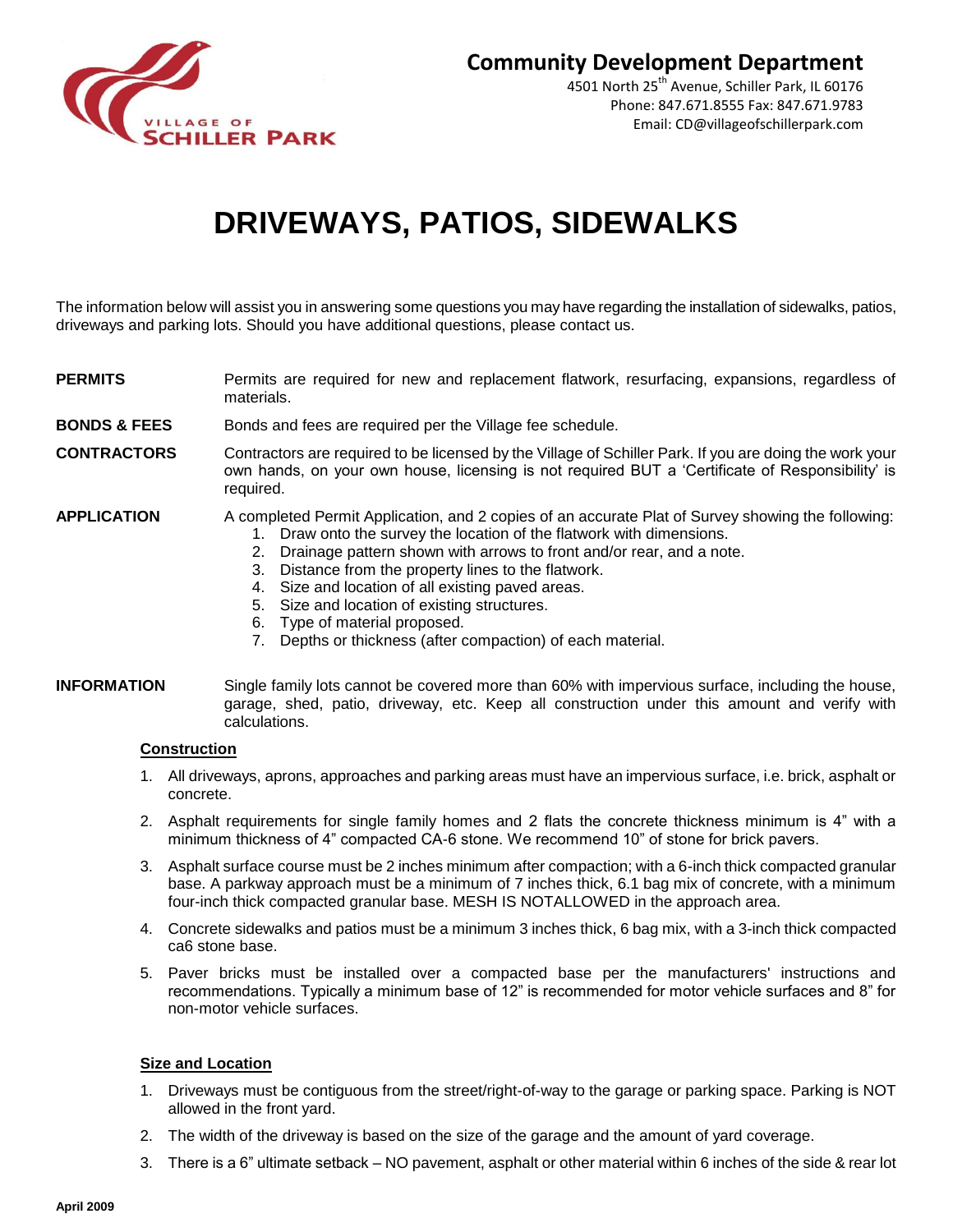VILLAGE OF SCHILLER PARK

**Community Development Department**
4501 North 25th Avenue, Schiller Park, IL 60176
Phone: 847.671.8555 Fax: 847.671.9783
Email: CD@villageofschillerpark.com

# DRIVEWAYS, PATIOS, SIDEWALKS

The information below will assist you in answering some questions you may have regarding the installation of sidewalks, patios, driveways and parking lots. Should you have additional questions, please contact us.

**PERMITS** Permits are required for new and replacement flatwork, resurfacing, expansions, regardless of materials.

**BONDS & FEES** Bonds and fees are required per the Village fee schedule.

**CONTRACTORS** Contractors are required to be licensed by the Village of Schiller Park. If you are doing the work your own hands, on your own house, licensing is not required BUT a 'Certificate of Responsibility' is required.

**APPLICATION** A completed Permit Application, and 2 copies of an accurate Plat of Survey showing the following:

1. Draw onto the survey the location of the flatwork with dimensions.
2. Drainage pattern shown with arrows to front and/or rear, and a note.
3. Distance from the property lines to the flatwork.
4. Size and location of all existing paved areas.
5. Size and location of existing structures.
6. Type of material proposed.
7. Depths or thickness (after compaction) of each material.

**INFORMATION** Single family lots cannot be covered more than 60% with impervious surface, including the house, garage, shed, patio, driveway, etc. Keep all construction under this amount and verify with calculations.

**Construction**

1. All driveways, aprons, approaches and parking areas must have an impervious surface, i.e. brick, asphalt or concrete.
2. Asphalt requirements for single family homes and 2 flats the concrete thickness minimum is 4" with a minimum thickness of 4" compacted CA-6 stone. We recommend 10" of stone for brick pavers.
3. Asphalt surface course must be 2 inches minimum after compaction; with a 6-inch thick compacted granular base. A parkway approach must be a minimum of 7 inches thick, 6.1 bag mix of concrete, with a minimum four-inch thick compacted granular base. MESH IS NOTALLOWED in the approach area.
4. Concrete sidewalks and patios must be a minimum 3 inches thick, 6 bag mix, with a 3-inch thick compacted ca6 stone base.
5. Paver bricks must be installed over a compacted base per the manufacturers' instructions and recommendations. Typically a minimum base of 12" is recommended for motor vehicle surfaces and 8" for non-motor vehicle surfaces.

**Size and Location**

1. Driveways must be contiguous from the street/right-of-way to the garage or parking space. Parking is NOT allowed in the front yard.
2. The width of the driveway is based on the size of the garage and the amount of yard coverage.
3. There is a 6" ultimate setback – NO pavement, asphalt or other material within 6 inches of the side & rear lot

April 2009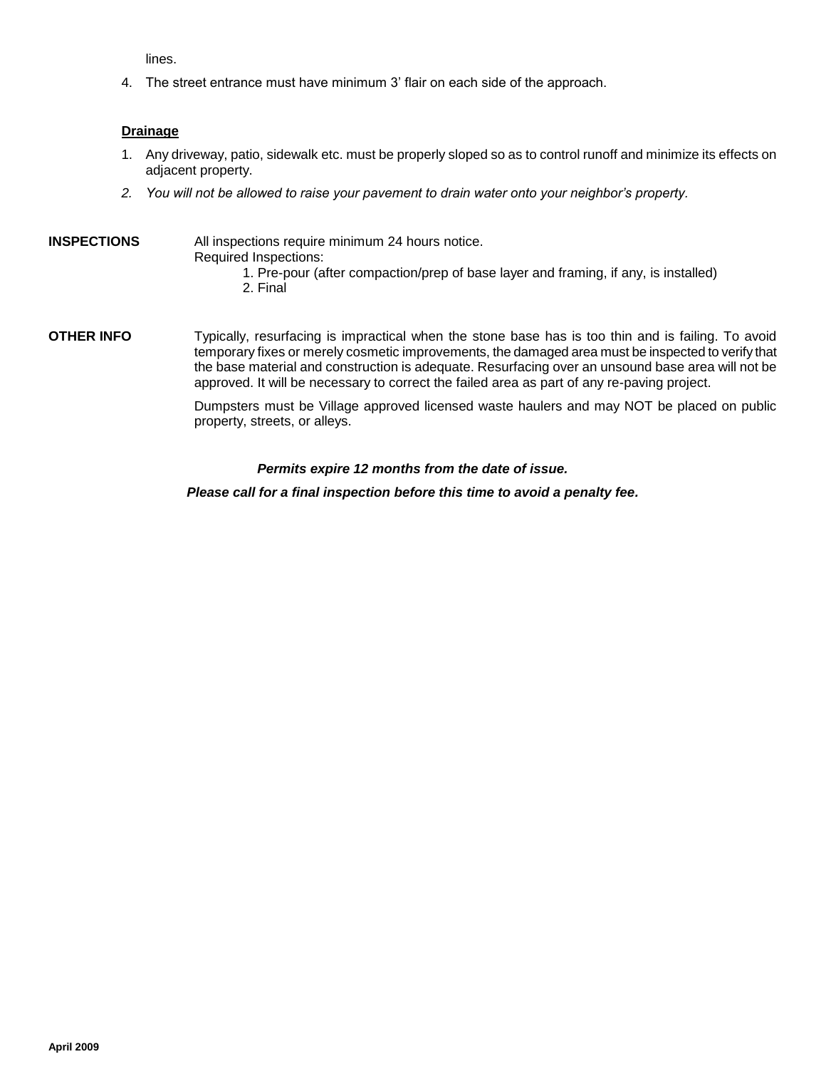lines.

4. The street entrance must have minimum 3' flair on each side of the approach.

**Drainage**

1. Any driveway, patio, sidewalk etc. must be properly sloped so as to control runoff and minimize its effects on adjacent property.
2. *You will not be allowed to raise your pavement to drain water onto your neighbor's property.*

**INSPECTIONS**

All inspections require minimum 24 hours notice.
Required Inspections:

1. Pre-pour (after compaction/prep of base layer and framing, if any, is installed)
2. Final

**OTHER INFO**

Typically, resurfacing is impractical when the stone base has is too thin and is failing. To avoid temporary fixes or merely cosmetic improvements, the damaged area must be inspected to verify that the base material and construction is adequate. Resurfacing over an unsound base area will not be approved. It will be necessary to correct the failed area as part of any re-paving project.

Dumpsters must be Village approved licensed waste haulers and may NOT be placed on public property, streets, or alleys.

***Permits expire 12 months from the date of issue.***

***Please call for a final inspection before this time to avoid a penalty fee.***

**April 2009**